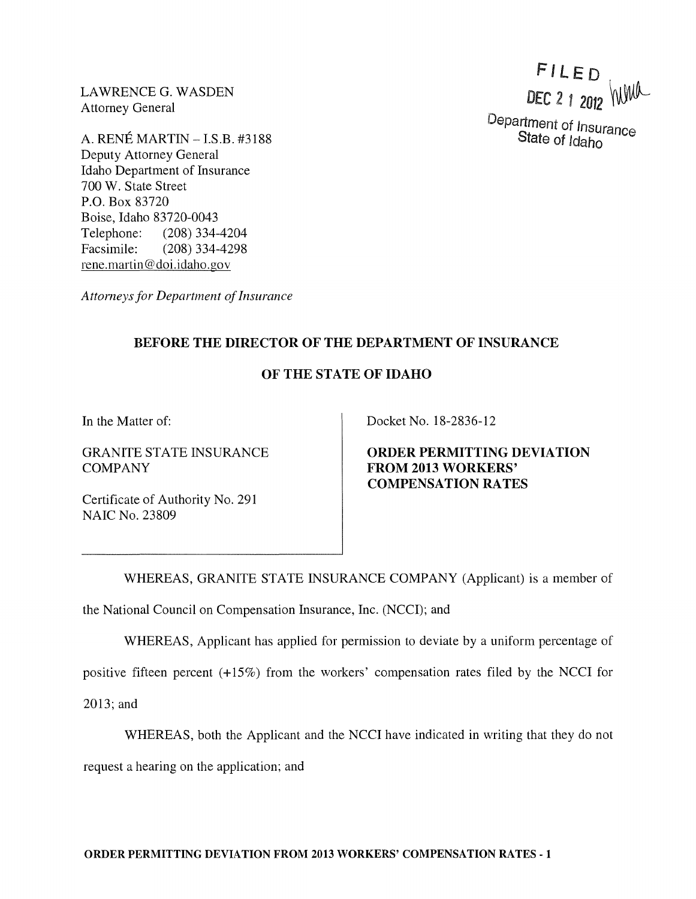LAWRENCE G. WASDEN
Attorney General

A. RENÉ MARTIN – I.S.B. #3188
Deputy Attorney General
Idaho Department of Insurance
700 W. State Street
P.O. Box 83720
Boise, Idaho 83720-0043
Telephone: (208) 334-4204
Facsimile: (208) 334-4298
rene.martin@doi.idaho.gov

*Attorneys for Department of Insurance*

FILED
DEC 21 2012
Department of Insurance
State of Idaho

**BEFORE THE DIRECTOR OF THE DEPARTMENT OF INSURANCE**

**OF THE STATE OF IDAHO**

| | |
|---|---|
| In the Matter of:<br><br>GRANITE STATE INSURANCE COMPANY<br><br>Certificate of Authority No. 291<br>NAIC No. 23809 | Docket No. 18-2836-12<br><br>**ORDER PERMITTING DEVIATION FROM 2013 WORKERS' COMPENSATION RATES** |

WHEREAS, GRANITE STATE INSURANCE COMPANY (Applicant) is a member of the National Council on Compensation Insurance, Inc. (NCCI); and

WHEREAS, Applicant has applied for permission to deviate by a uniform percentage of positive fifteen percent (+15%) from the workers' compensation rates filed by the NCCI for 2013; and

WHEREAS, both the Applicant and the NCCI have indicated in writing that they do not request a hearing on the application; and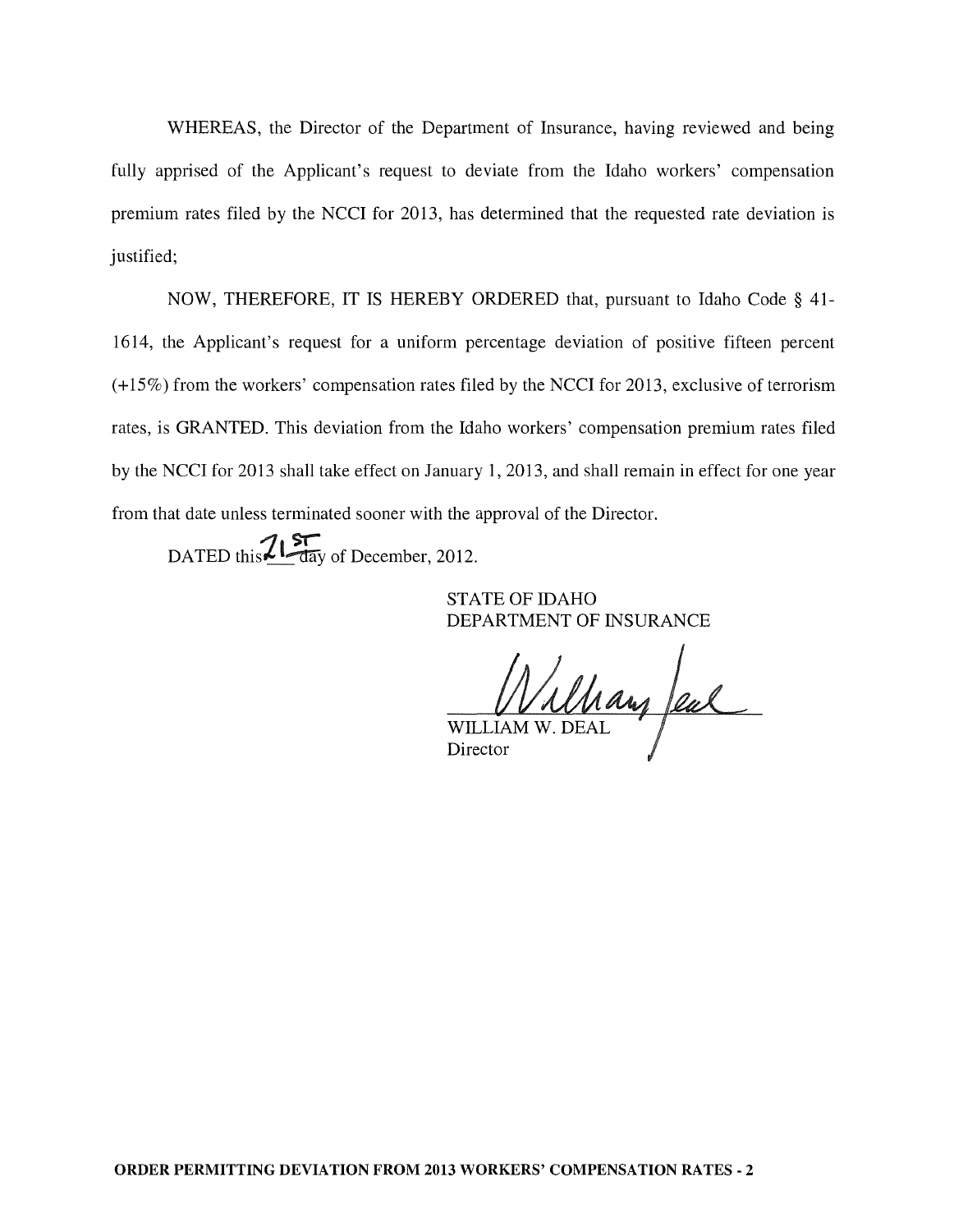WHEREAS, the Director of the Department of Insurance, having reviewed and being fully apprised of the Applicant's request to deviate from the Idaho workers' compensation premium rates filed by the NCCI for 2013, has determined that the requested rate deviation is justified;

NOW, THEREFORE, IT IS HEREBY ORDERED that, pursuant to Idaho Code § 41-1614, the Applicant's request for a uniform percentage deviation of positive fifteen percent (+15%) from the workers' compensation rates filed by the NCCI for 2013, exclusive of terrorism rates, is GRANTED. This deviation from the Idaho workers' compensation premium rates filed by the NCCI for 2013 shall take effect on January 1, 2013, and shall remain in effect for one year from that date unless terminated sooner with the approval of the Director.

DATED this 21st day of December, 2012.

STATE OF IDAHO
DEPARTMENT OF INSURANCE

WILLIAM W. DEAL
Director

**ORDER PERMITTING DEVIATION FROM 2013 WORKERS' COMPENSATION RATES - 2**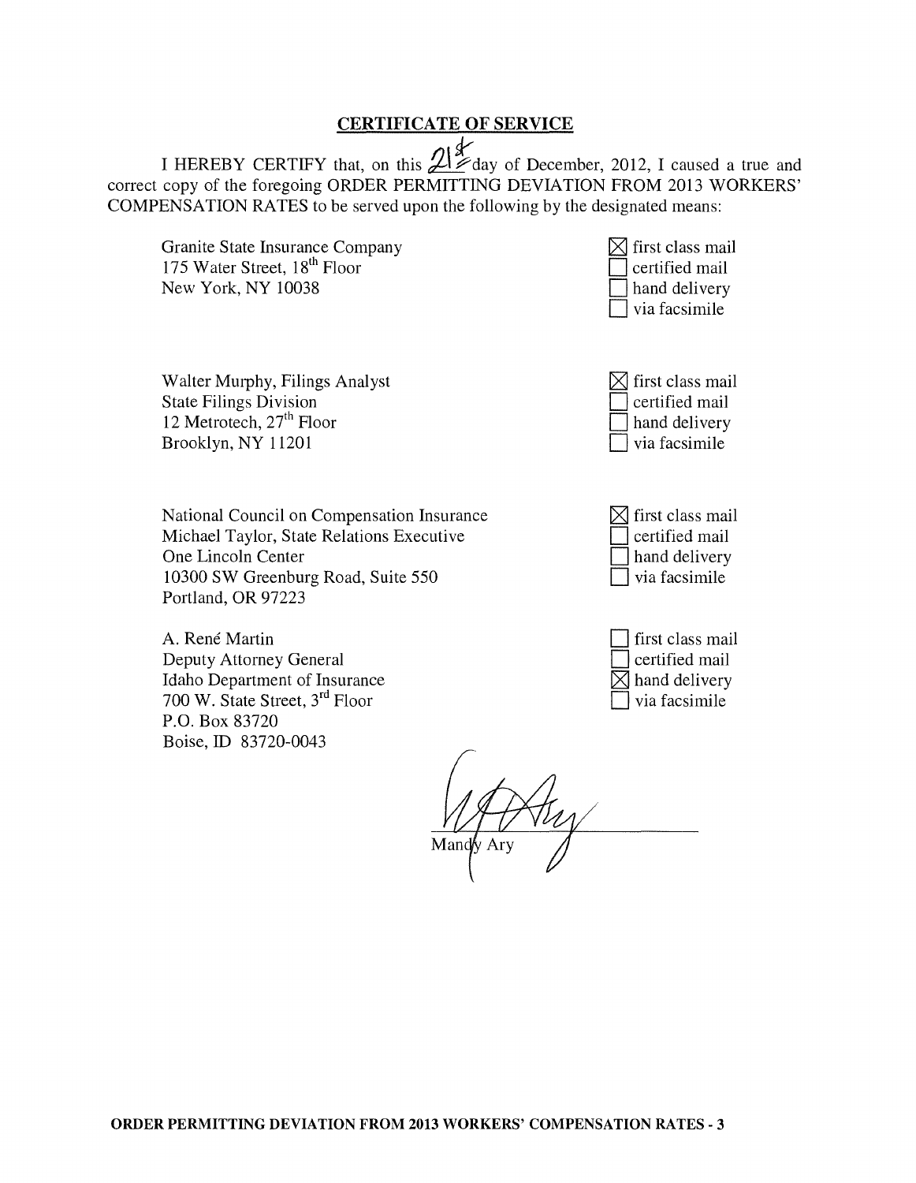## CERTIFICATE OF SERVICE

I HEREBY CERTIFY that, on this 21st day of December, 2012, I caused a true and correct copy of the foregoing ORDER PERMITTING DEVIATION FROM 2013 WORKERS' COMPENSATION RATES to be served upon the following by the designated means:

| | |
|---|---|
| Granite State Insurance Company<br>175 Water Street, 18th Floor<br>New York, NY 10038 | ☒ first class mail<br>☐ certified mail<br>☐ hand delivery<br>☐ via facsimile |
| Walter Murphy, Filings Analyst<br>State Filings Division<br>12 Metrotech, 27th Floor<br>Brooklyn, NY 11201 | ☒ first class mail<br>☐ certified mail<br>☐ hand delivery<br>☐ via facsimile |
| National Council on Compensation Insurance<br>Michael Taylor, State Relations Executive<br>One Lincoln Center<br>10300 SW Greenburg Road, Suite 550<br>Portland, OR 97223 | ☒ first class mail<br>☐ certified mail<br>☐ hand delivery<br>☐ via facsimile |
| A. René Martin<br>Deputy Attorney General<br>Idaho Department of Insurance<br>700 W. State Street, 3rd Floor<br>P.O. Box 83720<br>Boise, ID 83720-0043 | ☐ first class mail<br>☐ certified mail<br>☒ hand delivery<br>☐ via facsimile |

Mandy Ary